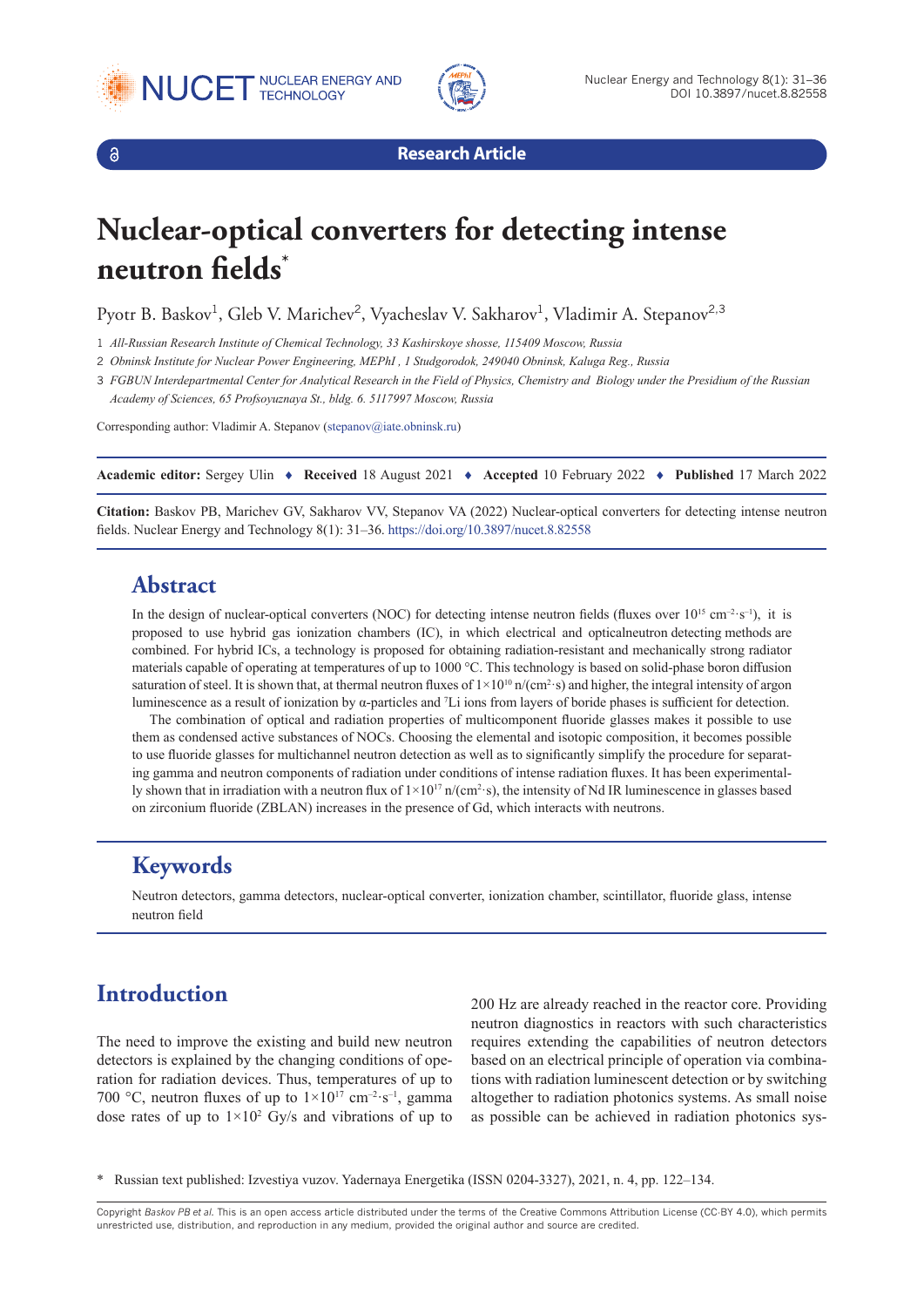Research Article

# Nuclear-optical converters for detecting intense neutron fields*

Pyotr B. Baskov[1], Gleb V. Marichev[2], Vyacheslav V. Sakharov[1], Vladimir A. Stepanov[2,3]

1 *All-Russian Research Institute of Chemical Technology, 33 Kashirskoye shosse, 115409 Moscow, Russia*

2 *Obninsk Institute for Nuclear Power Engineering, MEPhI , 1 Studgorodok, 249040 Obninsk, Kaluga Reg., Russia*

3 *FGBUN Interdepartmental Center for Analytical Research in the Field of Physics, Chemistry and Biology under the Presidium of the Russian Academy of Sciences, 65 Profsoyuznaya St., bldg. 6. 5117997 Moscow, Russia*

Corresponding author: Vladimir A. Stepanov (stepanov@iate.obninsk.ru)

**Academic editor:** Sergey Ulin ♦ **Received** 18 August 2021 ♦ **Accepted** 10 February 2022 ♦ **Published** 17 March 2022

**Citation:** Baskov PB, Marichev GV, Sakharov VV, Stepanov VA (2022) Nuclear-optical converters for detecting intense neutron fields. Nuclear Energy and Technology 8(1): 31–36. https://doi.org/10.3897/nucet.8.82558

## Abstract

In the design of nuclear-optical converters (NOC) for detecting intense neutron fields (fluxes over $10^{15}$ $cm^{-2} \cdot s^{-1}$), it is proposed to use hybrid gas ionization chambers (IC), in which electrical and opticalneutron detecting methods are combined. For hybrid ICs, a technology is proposed for obtaining radiation-resistant and mechanically strong radiator materials capable of operating at temperatures of up to 1000 °C. This technology is based on solid-phase boron diffusion saturation of steel. It is shown that, at thermal neutron fluxes of $1 \times 10^{10}$ n/($cm^2 \cdot s$) and higher, the integral intensity of argon luminescence as a result of ionization by α-particles and $^7Li$ ions from layers of boride phases is sufficient for detection.

The combination of optical and radiation properties of multicomponent fluoride glasses makes it possible to use them as condensed active substances of NOCs. Choosing the elemental and isotopic composition, it becomes possible to use fluoride glasses for multichannel neutron detection as well as to significantly simplify the procedure for separating gamma and neutron components of radiation under conditions of intense radiation fluxes. It has been experimentally shown that in irradiation with a neutron flux of $1 \times 10^{17}$ n/($cm^2 \cdot s$), the intensity of Nd IR luminescence in glasses based on zirconium fluoride (ZBLAN) increases in the presence of Gd, which interacts with neutrons.

## Keywords

Neutron detectors, gamma detectors, nuclear-optical converter, ionization chamber, scintillator, fluoride glass, intense neutron field

## Introduction

The need to improve the existing and build new neutron detectors is explained by the changing conditions of operation for radiation devices. Thus, temperatures of up to 700 °C, neutron fluxes of up to $1 \times 10^{17}$ $cm^{-2} \cdot s^{-1}$, gamma dose rates of up to $1 \times 10^2$ Gy/s and vibrations of up to 200 Hz are already reached in the reactor core. Providing neutron diagnostics in reactors with such characteristics requires extending the capabilities of neutron detectors based on an electrical principle of operation via combinations with radiation luminescent detection or by switching altogether to radiation photonics systems. As small noise as possible can be achieved in radiation photonics sys-

\* Russian text published: Izvestiya vuzov. Yadernaya Energetika (ISSN 0204-3327), 2021, n. 4, pp. 122–134.

Copyright *Baskov PB et al.* This is an open access article distributed under the terms of the Creative Commons Attribution License (CC-BY 4.0), which permits unrestricted use, distribution, and reproduction in any medium, provided the original author and source are credited.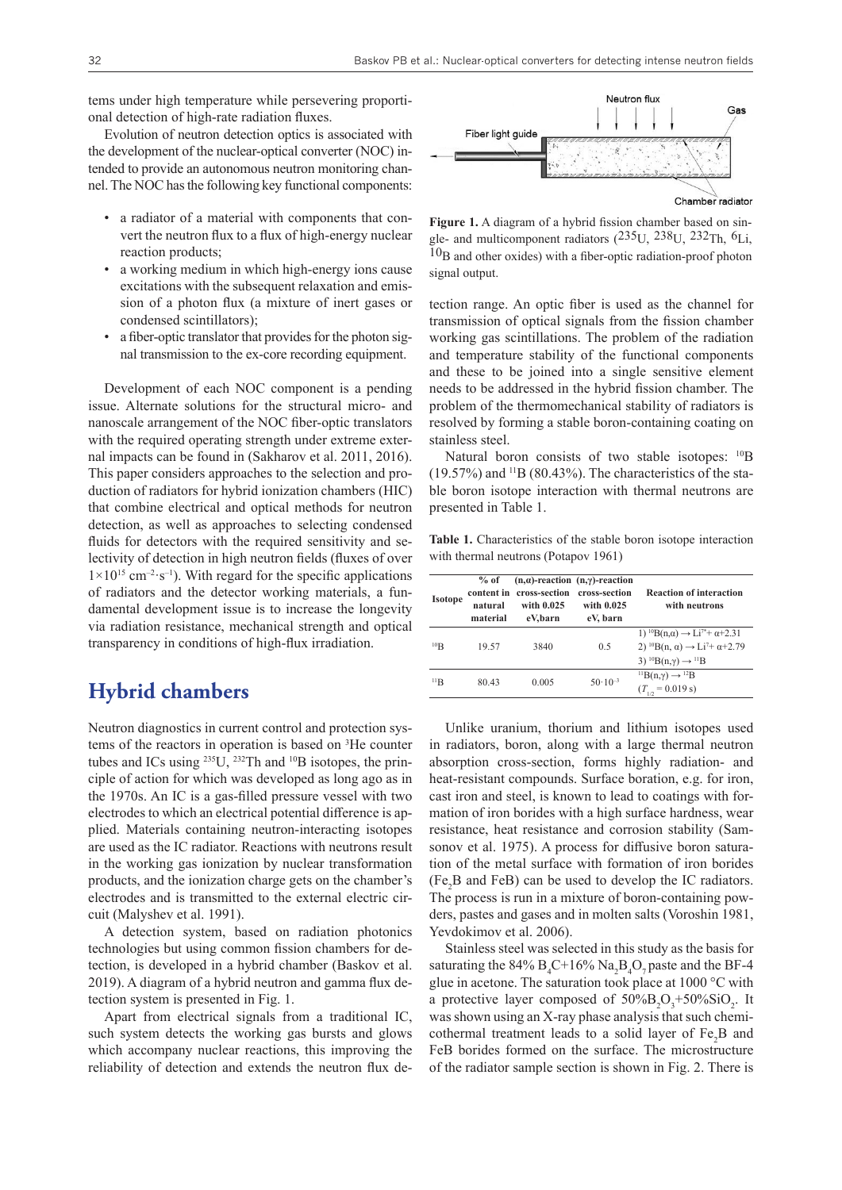tems under high temperature while persevering proportional detection of high-rate radiation fluxes.

Evolution of neutron detection optics is associated with the development of the nuclear-optical converter (NOC) intended to provide an autonomous neutron monitoring channel. The NOC has the following key functional components:

- a radiator of a material with components that convert the neutron flux to a flux of high-energy nuclear reaction products;
- a working medium in which high-energy ions cause excitations with the subsequent relaxation and emission of a photon flux (a mixture of inert gases or condensed scintillators);
- a fiber-optic translator that provides for the photon signal transmission to the ex-core recording equipment.

Development of each NOC component is a pending issue. Alternate solutions for the structural micro- and nanoscale arrangement of the NOC fiber-optic translators with the required operating strength under extreme external impacts can be found in (Sakharov et al. 2011, 2016). This paper considers approaches to the selection and production of radiators for hybrid ionization chambers (HIC) that combine electrical and optical methods for neutron detection, as well as approaches to selecting condensed fluids for detectors with the required sensitivity and selectivity of detection in high neutron fields (fluxes of over $1\times10^{15}$ cm$^{-2}\cdot$s$^{-1}$). With regard for the specific applications of radiators and the detector working materials, a fundamental development issue is to increase the longevity via radiation resistance, mechanical strength and optical transparency in conditions of high-flux irradiation.

## Hybrid chambers

Neutron diagnostics in current control and protection systems of the reactors in operation is based on $^{3}$He counter tubes and ICs using $^{235}$U, $^{232}$Th and $^{10}$B isotopes, the principle of action for which was developed as long ago as in the 1970s. An IC is a gas-filled pressure vessel with two electrodes to which an electrical potential difference is applied. Materials containing neutron-interacting isotopes are used as the IC radiator. Reactions with neutrons result in the working gas ionization by nuclear transformation products, and the ionization charge gets on the chamber's electrodes and is transmitted to the external electric circuit (Malyshev et al. 1991).

A detection system, based on radiation photonics technologies but using common fission chambers for detection, is developed in a hybrid chamber (Baskov et al. 2019). A diagram of a hybrid neutron and gamma flux detection system is presented in Fig. 1.

Apart from electrical signals from a traditional IC, such system detects the working gas bursts and glows which accompany nuclear reactions, this improving the reliability of detection and extends the neutron flux detection range. An optic fiber is used as the channel for transmission of optical signals from the fission chamber working gas scintillations. The problem of the radiation and temperature stability of the functional components and these to be joined into a single sensitive element needs to be addressed in the hybrid fission chamber. The problem of the thermomechanical stability of radiators is resolved by forming a stable boron-containing coating on stainless steel.

**Figure 1.** A diagram of a hybrid fission chamber based on single- and multicomponent radiators ($^{235}$U, $^{238}$U, $^{232}$Th, $^{6}$Li, $^{10}$B and other oxides) with a fiber-optic radiation-proof photon signal output.

Natural boron consists of two stable isotopes: $^{10}$B (19.57%) and $^{11}$B (80.43%). The characteristics of the stable boron isotope interaction with thermal neutrons are presented in Table 1.

**Table 1.** Characteristics of the stable boron isotope interaction with thermal neutrons (Potapov 1961)

| Isotope | % of content in natural material | (n,α)-reaction cross-section with 0.025 eV,barn | (n,γ)-reaction cross-section with 0.025 eV, barn | Reaction of interaction with neutrons |
|---|---|---|---|---|
| $^{10}$B | 19.57 | 3840 | 0.5 | 1) $^{10}B(n,\alpha) \rightarrow Li^{7*} + \alpha + 2.31$<br>2) $^{10}B(n,\alpha) \rightarrow Li^{7} + \alpha + 2.79$<br>3) $^{10}B(n,\gamma) \rightarrow {}^{11}B$ |
| $^{11}$B | 80.43 | 0.005 | $50\cdot10^{-3}$ | $^{11}B(n,\gamma) \rightarrow {}^{12}B$<br>($T_{1/2} = 0.019$ s) |

Unlike uranium, thorium and lithium isotopes used in radiators, boron, along with a large thermal neutron absorption cross-section, forms highly radiation- and heat-resistant compounds. Surface boration, e.g. for iron, cast iron and steel, is known to lead to coatings with formation of iron borides with a high surface hardness, wear resistance, heat resistance and corrosion stability (Samsonov et al. 1975). A process for diffusive boron saturation of the metal surface with formation of iron borides ($Fe_2B$ and FeB) can be used to develop the IC radiators. The process is run in a mixture of boron-containing powders, pastes and gases and in molten salts (Voroshin 1981, Yevdokimov et al. 2006).

Stainless steel was selected in this study as the basis for saturating the 84% $B_4C$+16% $Na_2B_4O_7$ paste and the BF-4 glue in acetone. The saturation took place at 1000 °C with a protective layer composed of 50%$B_2O_3$+50%$SiO_2$. It was shown using an X-ray phase analysis that such chemicothermal treatment leads to a solid layer of $Fe_2B$ and FeB borides formed on the surface. The microstructure of the radiator sample section is shown in Fig. 2. There is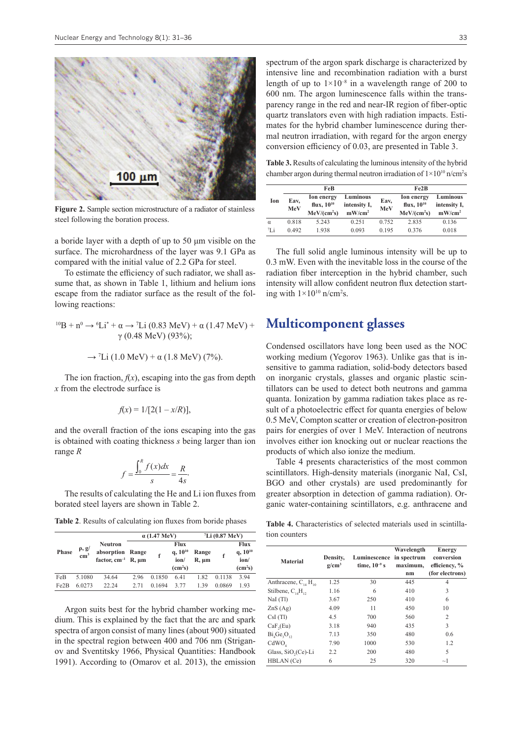Figure 2. Sample section microstructure of a radiator of stainless steel following the boration process.

a boride layer with a depth of up to 50 μm visible on the surface. The microhardness of the layer was 9.1 GPa as compared with the initial value of 2.2 GPa for steel.

To estimate the efficiency of such radiator, we shall assume that, as shown in Table 1, lithium and helium ions escape from the radiator surface as the result of the following reactions:

$$^{10}\text{B} + \text{n}^0 \rightarrow {}^6\text{Li}^* + \alpha \rightarrow {}^7\text{Li}\ (0.83\ \text{MeV}) + \alpha\ (1.47\ \text{MeV}) + \gamma\ (0.48\ \text{MeV})\ (93\%);$$

$$\rightarrow {}^7\text{Li}\ (1.0\ \text{MeV}) + \alpha\ (1.8\ \text{MeV})\ (7\%).$$

The ion fraction, $f(x)$, escaping into the gas from depth $x$ from the electrode surface is

$$f(x) = 1/[2(1 - x/R)],$$

and the overall fraction of the ions escaping into the gas is obtained with coating thickness $s$ being larger than ion range $R$

$$f = \frac{\int_0^R f(x)dx}{s} = \frac{R}{4s}.$$

The results of calculating the He and Li ion fluxes from borated steel layers are shown in Table 2.

**Table 2**. Results of calculating ion fluxes from boride phases

| Phase | ρ, g/cm$^3$ | Neutron absorption factor, cm$^{-1}$ | α (1.47 MeV) | | | $^7$Li (0.87 MeV) | | |
|---|---|---|---|---|---|---|---|---|
| | | | Range R, μm | f | Flux q, $10^{10}$ ion/(cm$^2$s) | Range R, μm | f | Flux q, $10^{10}$ ion/(cm$^2$s) |
| FeB | 5.1080 | 34.64 | 2.96 | 0.1850 | 6.41 | 1.82 | 0.1138 | 3.94 |
| Fe2B | 6.0273 | 22.24 | 2.71 | 0.1694 | 3.77 | 1.39 | 0.0869 | 1.93 |

Argon suits best for the hybrid chamber working medium. This is explained by the fact that the arc and spark spectra of argon consist of many lines (about 900) situated in the spectral region between 400 and 706 nm (Striganov and Sventitsky 1966, Physical Quantities: Handbook 1991). According to (Omarov et al. 2013), the emission spectrum of the argon spark discharge is characterized by intensive line and recombination radiation with a burst length of up to $1\times10^{-8}$ in a wavelength range of 200 to 600 nm. The argon luminescence falls within the transparency range in the red and near-IR region of fiber-optic quartz translators even with high radiation impacts. Estimates for the hybrid chamber luminescence during thermal neutron irradiation, with regard for the argon energy conversion efficiency of 0.03, are presented in Table 3.

**Table 3.** Results of calculating the luminous intensity of the hybrid chamber argon during thermal neutron irradiation of $1\times10^{10}$ n/cm$^2$s

| Ion | FeB | | | Fe2B | | |
|---|---|---|---|---|---|---|
| | Eav, MeV | Ion energy flux, $10^{10}$ MeV/(cm$^2$s) | Luminous intensity I, mW/cm$^2$ | Eav, MeV | Ion energy flux, $10^{10}$ MeV/(cm$^2$s) | Luminous intensity I, mW/cm$^2$ |
| α | 0.818 | 5.243 | 0.251 | 0.752 | 2.835 | 0.136 |
| $^7$Li | 0.492 | 1.938 | 0.093 | 0.195 | 0.376 | 0.018 |

The full solid angle luminous intensity will be up to 0.3 mW. Even with the inevitable loss in the course of the radiation fiber interception in the hybrid chamber, such intensity will allow confident neutron flux detection starting with $1\times10^{10}$ n/cm$^2$s.

## Multicomponent glasses

Condensed oscillators have long been used as the NOC working medium (Yegorov 1963). Unlike gas that is insensitive to gamma radiation, solid-body detectors based on inorganic crystals, glasses and organic plastic scintillators can be used to detect both neutrons and gamma quanta. Ionization by gamma radiation takes place as result of a photoelectric effect for quanta energies of below 0.5 MeV, Compton scatter or creation of electron-positron pairs for energies of over 1 MeV. Interaction of neutrons involves either ion knocking out or nuclear reactions the products of which also ionize the medium.

Table 4 presents characteristics of the most common scintillators. High-density materials (inorganic NaI, CsI, BGO and other crystals) are used predominantly for greater absorption in detection of gamma radiation). Organic water-containing scintillators, e.g. anthracene and

**Table 4.** Characteristics of selected materials used in scintillation counters

| Material | Density, g/cm$^3$ | Luminescence time, $10^{-9}$ s | Wavelength in spectrum maximum, nm | Energy conversion efficiency, % (for electrons) |
|---|---|---|---|---|
| Anthracene, $C_{14}H_{10}$ | 1.25 | 30 | 445 | 4 |
| Stilbene, $C_{14}H_{12}$ | 1.16 | 6 | 410 | 3 |
| NaI (Tl) | 3.67 | 250 | 410 | 6 |
| ZnS (Ag) | 4.09 | 11 | 450 | 10 |
| CsI (Tl) | 4.5 | 700 | 560 | 2 |
| $CaF_2$(Eu) | 3.18 | 940 | 435 | 3 |
| $Bi_4Ge_3O_{12}$ | 7.13 | 350 | 480 | 0.6 |
| $CdWO_4$ | 7.90 | 1000 | 530 | 1.2 |
| Glass, $SiO_2$(Ce)-Li | 2.2 | 200 | 480 | 5 |
| HBLAN (Ce) | 6 | 25 | 320 | ~1 |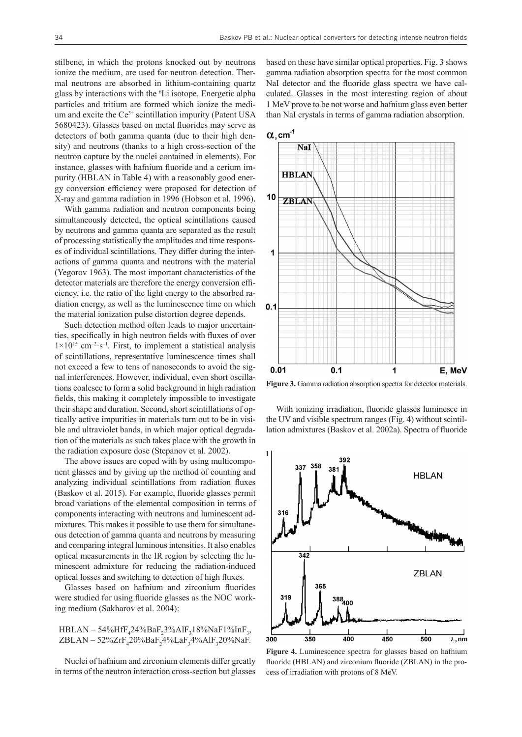stilbene, in which the protons knocked out by neutrons ionize the medium, are used for neutron detection. Thermal neutrons are absorbed in lithium-containing quartz glass by interactions with the $^{6}Li$ isotope. Energetic alpha particles and tritium are formed which ionize the medium and excite the $Ce^{3+}$ scintillation impurity (Patent USA 5680423). Glasses based on metal fluorides may serve as detectors of both gamma quanta (due to their high density) and neutrons (thanks to a high cross-section of the neutron capture by the nuclei contained in elements). For instance, glasses with hafnium fluoride and a cerium impurity (HBLAN in Table 4) with a reasonably good energy conversion efficiency were proposed for detection of X-ray and gamma radiation in 1996 (Hobson et al. 1996).

With gamma radiation and neutron components being simultaneously detected, the optical scintillations caused by neutrons and gamma quanta are separated as the result of processing statistically the amplitudes and time responses of individual scintillations. They differ during the interactions of gamma quanta and neutrons with the material (Yegorov 1963). The most important characteristics of the detector materials are therefore the energy conversion efficiency, i.e. the ratio of the light energy to the absorbed radiation energy, as well as the luminescence time on which the material ionization pulse distortion degree depends.

Such detection method often leads to major uncertainties, specifically in high neutron fields with fluxes of over $1 \times 10^{15}$ $cm^{-2} \cdot s^{-1}$. First, to implement a statistical analysis of scintillations, representative luminescence times shall not exceed a few to tens of nanoseconds to avoid the signal interferences. However, individual, even short oscillations coalesce to form a solid background in high radiation fields, this making it completely impossible to investigate their shape and duration. Second, short scintillations of optically active impurities in materials turn out to be in visible and ultraviolet bands, in which major optical degradation of the materials as such takes place with the growth in the radiation exposure dose (Stepanov et al. 2002).

The above issues are coped with by using multicomponent glasses and by giving up the method of counting and analyzing individual scintillations from radiation fluxes (Baskov et al. 2015). For example, fluoride glasses permit broad variations of the elemental composition in terms of components interacting with neutrons and luminescent admixtures. This makes it possible to use them for simultaneous detection of gamma quanta and neutrons by measuring and comparing integral luminous intensities. It also enables optical measurements in the IR region by selecting the luminescent admixture for reducing the radiation-induced optical losses and switching to detection of high fluxes.

Glasses based on hafnium and zirconium fluorides were studied for using fluoride glasses as the NOC working medium (Sakharov et al. 2004):

HBLAN – 54%$HfF_4$24%$BaF_2$3%$AlF_3$18%NaF1%$InF_3$,
ZBLAN – 52%$ZrF_4$20%$BaF_2$4%$LaF_3$4%$AlF_3$20%NaF.

Nuclei of hafnium and zirconium elements differ greatly in terms of the neutron interaction cross-section but glasses based on these have similar optical properties. Fig. 3 shows gamma radiation absorption spectra for the most common NaI detector and the fluoride glass spectra we have calculated. Glasses in the most interesting region of about 1 MeV prove to be not worse and hafnium glass even better than NaI crystals in terms of gamma radiation absorption.

**Figure 3.** Gamma radiation absorption spectra for detector materials.

With ionizing irradiation, fluoride glasses luminesce in the UV and visible spectrum ranges (Fig. 4) without scintillation admixtures (Baskov et al. 2002a). Spectra of fluoride

**Figure 4.** Luminescence spectra for glasses based on hafnium fluoride (HBLAN) and zirconium fluoride (ZBLAN) in the process of irradiation with protons of 8 MeV.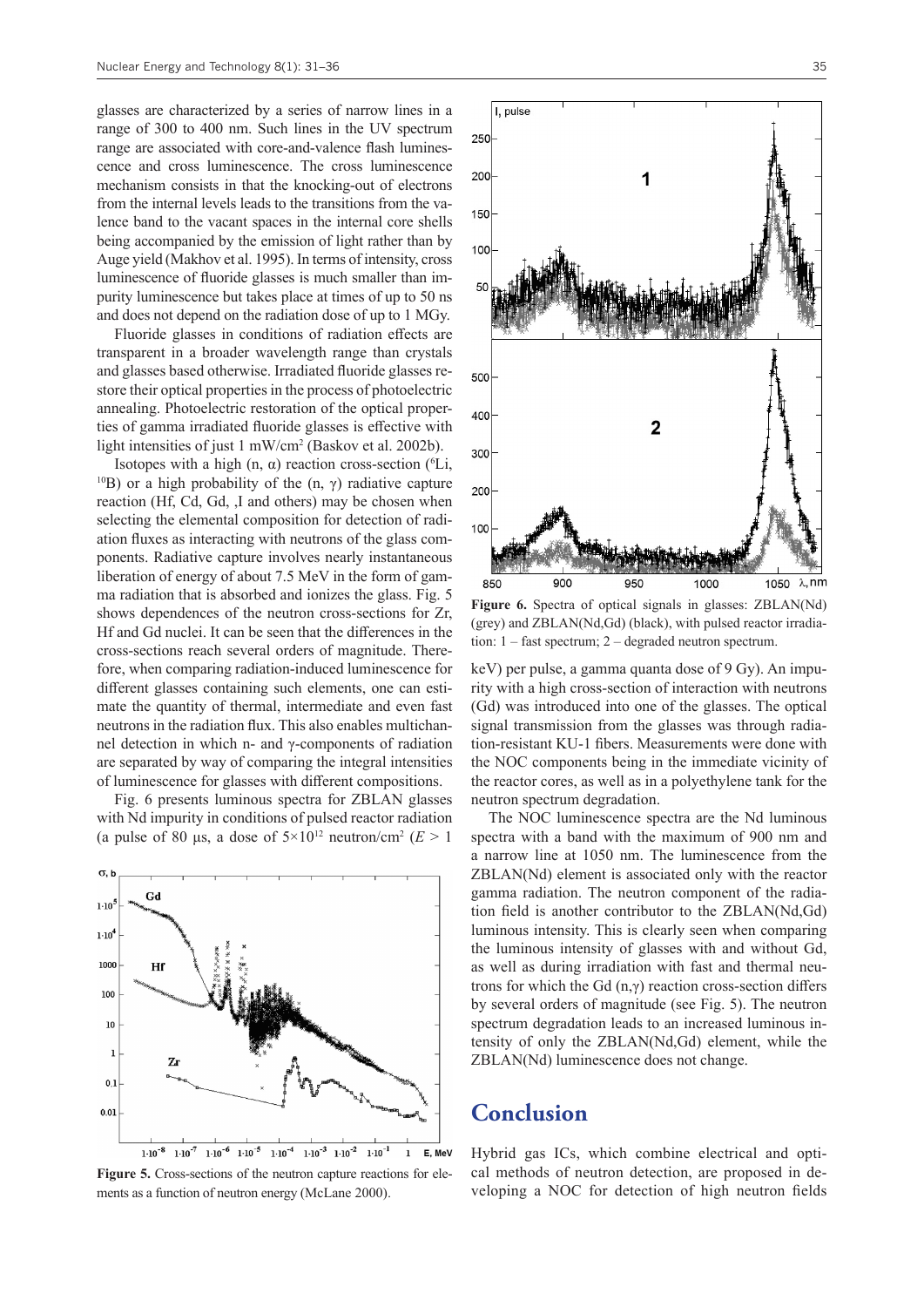glasses are characterized by a series of narrow lines in a range of 300 to 400 nm. Such lines in the UV spectrum range are associated with core-and-valence flash luminescence and cross luminescence. The cross luminescence mechanism consists in that the knocking-out of electrons from the internal levels leads to the transitions from the valence band to the vacant spaces in the internal core shells being accompanied by the emission of light rather than by Auge yield (Makhov et al. 1995). In terms of intensity, cross luminescence of fluoride glasses is much smaller than impurity luminescence but takes place at times of up to 50 ns and does not depend on the radiation dose of up to 1 MGy.

Fluoride glasses in conditions of radiation effects are transparent in a broader wavelength range than crystals and glasses based otherwise. Irradiated fluoride glasses restore their optical properties in the process of photoelectric annealing. Photoelectric restoration of the optical properties of gamma irradiated fluoride glasses is effective with light intensities of just 1 mW/cm$^2$ (Baskov et al. 2002b).

Isotopes with a high (n, α) reaction cross-section ($^6$Li, $^{10}$B) or a high probability of the (n, γ) radiative capture reaction (Hf, Cd, Gd, ,I and others) may be chosen when selecting the elemental composition for detection of radiation fluxes as interacting with neutrons of the glass components. Radiative capture involves nearly instantaneous liberation of energy of about 7.5 MeV in the form of gamma radiation that is absorbed and ionizes the glass. Fig. 5 shows dependences of the neutron cross-sections for Zr, Hf and Gd nuclei. It can be seen that the differences in the cross-sections reach several orders of magnitude. Therefore, when comparing radiation-induced luminescence for different glasses containing such elements, one can estimate the quantity of thermal, intermediate and even fast neutrons in the radiation flux. This also enables multichannel detection in which n- and γ-components of radiation are separated by way of comparing the integral intensities of luminescence for glasses with different compositions.

Fig. 6 presents luminous spectra for ZBLAN glasses with Nd impurity in conditions of pulsed reactor radiation (a pulse of 80 μs, a dose of $5\times10^{12}$ neutron/cm$^2$ ($E > 1$ keV) per pulse, a gamma quanta dose of 9 Gy). An impurity with a high cross-section of interaction with neutrons (Gd) was introduced into one of the glasses. The optical signal transmission from the glasses was through radiation-resistant KU-1 fibers. Measurements were done with the NOC components being in the immediate vicinity of the reactor cores, as well as in a polyethylene tank for the neutron spectrum degradation.

**Figure 5.** Cross-sections of the neutron capture reactions for elements as a function of neutron energy (McLane 2000).

**Figure 6.** Spectra of optical signals in glasses: ZBLAN(Nd) (grey) and ZBLAN(Nd,Gd) (black), with pulsed reactor irradiation: 1 – fast spectrum; 2 – degraded neutron spectrum.

The NOC luminescence spectra are the Nd luminous spectra with a band with the maximum of 900 nm and a narrow line at 1050 nm. The luminescence from the ZBLAN(Nd) element is associated only with the reactor gamma radiation. The neutron component of the radiation field is another contributor to the ZBLAN(Nd,Gd) luminous intensity. This is clearly seen when comparing the luminous intensity of glasses with and without Gd, as well as during irradiation with fast and thermal neutrons for which the Gd (n,γ) reaction cross-section differs by several orders of magnitude (see Fig. 5). The neutron spectrum degradation leads to an increased luminous intensity of only the ZBLAN(Nd,Gd) element, while the ZBLAN(Nd) luminescence does not change.

# Conclusion

Hybrid gas ICs, which combine electrical and optical methods of neutron detection, are proposed in developing a NOC for detection of high neutron fields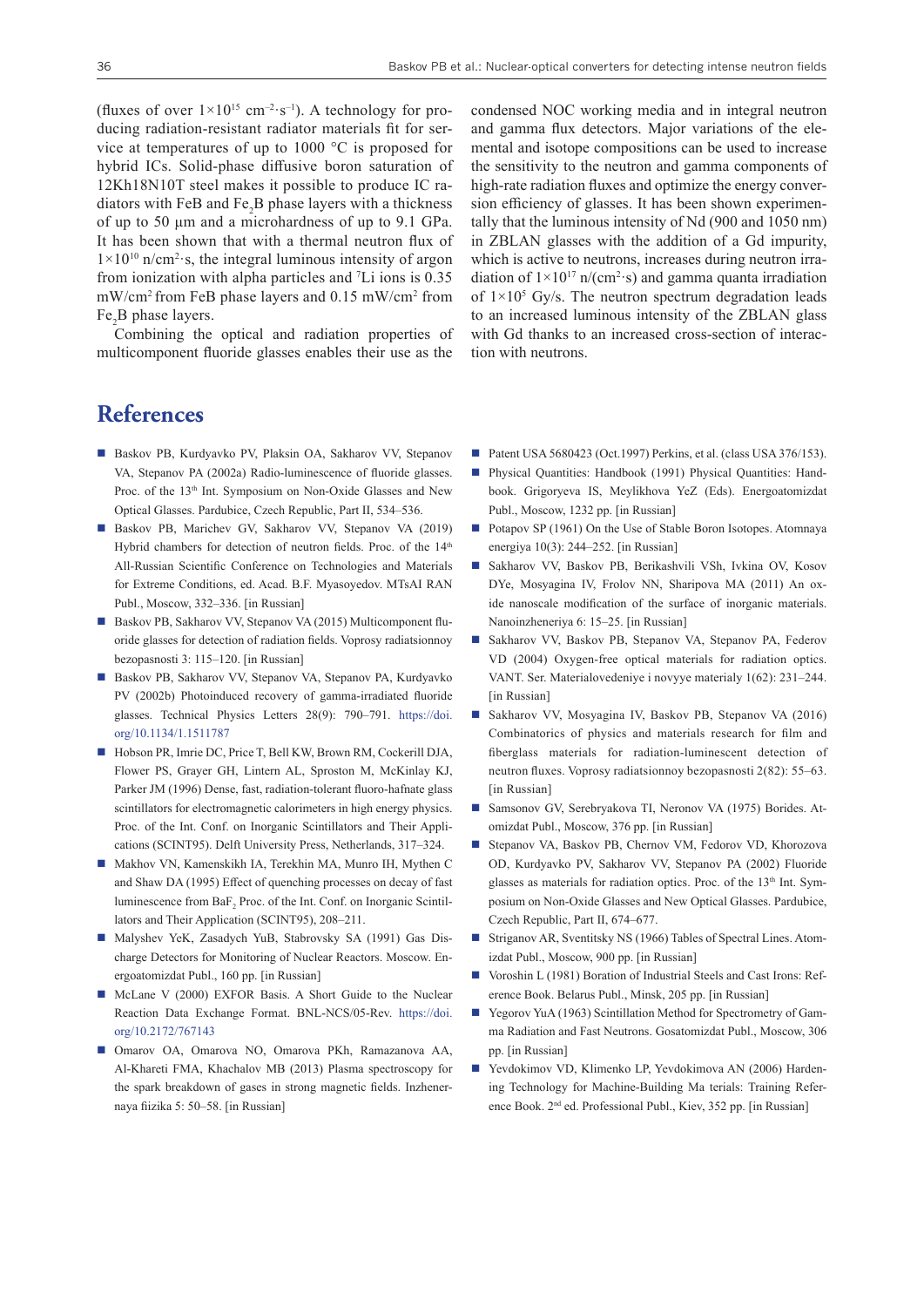(fluxes of over $1\times10^{15}$ cm$^{-2}\cdot$s$^{-1}$). A technology for producing radiation-resistant radiator materials fit for service at temperatures of up to 1000 °C is proposed for hybrid ICs. Solid-phase diffusive boron saturation of 12Kh18N10T steel makes it possible to produce IC radiators with FeB and $Fe_2B$ phase layers with a thickness of up to 50 μm and a microhardness of up to 9.1 GPa. It has been shown that with a thermal neutron flux of $1\times10^{10}$ n/cm$^2\cdot$s, the integral luminous intensity of argon from ionization with alpha particles and $^7$Li ions is 0.35 mW/cm$^2$ from FeB phase layers and 0.15 mW/cm$^2$ from $Fe_2B$ phase layers.

Combining the optical and radiation properties of multicomponent fluoride glasses enables their use as the condensed NOC working media and in integral neutron and gamma flux detectors. Major variations of the elemental and isotope compositions can be used to increase the sensitivity to the neutron and gamma components of high-rate radiation fluxes and optimize the energy conversion efficiency of glasses. It has been shown experimentally that the luminous intensity of Nd (900 and 1050 nm) in ZBLAN glasses with the addition of a Gd impurity, which is active to neutrons, increases during neutron irradiation of $1\times10^{17}$ n/(cm$^2\cdot$s) and gamma quanta irradiation of $1\times10^5$ Gy/s. The neutron spectrum degradation leads to an increased luminous intensity of the ZBLAN glass with Gd thanks to an increased cross-section of interaction with neutrons.

## References

- Baskov PB, Kurdyavko PV, Plaksin OA, Sakharov VV, Stepanov VA, Stepanov PA (2002a) Radio-luminescence of fluoride glasses. Proc. of the 13th Int. Symposium on Non-Oxide Glasses and New Optical Glasses. Pardubice, Czech Republic, Part II, 534–536.
- Baskov PB, Marichev GV, Sakharov VV, Stepanov VA (2019) Hybrid chambers for detection of neutron fields. Proc. of the 14th All-Russian Scientific Conference on Technologies and Materials for Extreme Conditions, ed. Acad. B.F. Myasoyedov. MTsAI RAN Publ., Moscow, 332–336. [in Russian]
- Baskov PB, Sakharov VV, Stepanov VA (2015) Multicomponent fluoride glasses for detection of radiation fields. Voprosy radiatsionnoy bezopasnosti 3: 115–120. [in Russian]
- Baskov PB, Sakharov VV, Stepanov VA, Stepanov PA, Kurdyavko PV (2002b) Photoinduced recovery of gamma-irradiated fluoride glasses. Technical Physics Letters 28(9): 790–791. https://doi.org/10.1134/1.1511787
- Hobson PR, Imrie DC, Price T, Bell KW, Brown RM, Cockerill DJA, Flower PS, Grayer GH, Lintern AL, Sproston M, McKinlay KJ, Parker JM (1996) Dense, fast, radiation-tolerant fluoro-hafnate glass scintillators for electromagnetic calorimeters in high energy physics. Proc. of the Int. Conf. on Inorganic Scintillators and Their Applications (SCINT95). Delft University Press, Netherlands, 317–324.
- Makhov VN, Kamenskikh IA, Terekhin MA, Munro IH, Mythen C and Shaw DA (1995) Effect of quenching processes on decay of fast luminescence from $BaF_2$ Proc. of the Int. Conf. on Inorganic Scintillators and Their Application (SCINT95), 208–211.
- Malyshev YeK, Zasadych YuB, Stabrovsky SA (1991) Gas Discharge Detectors for Monitoring of Nuclear Reactors. Moscow. Energoatomizdat Publ., 160 pp. [in Russian]
- McLane V (2000) EXFOR Basis. A Short Guide to the Nuclear Reaction Data Exchange Format. BNL-NCS/05-Rev. https://doi.org/10.2172/767143
- Omarov OA, Omarova NO, Omarova PKh, Ramazanova AA, Al-Khareti FMA, Khachalov MB (2013) Plasma spectroscopy for the spark breakdown of gases in strong magnetic fields. Inzhenernaya fiizika 5: 50–58. [in Russian]
- Patent USA 5680423 (Oct.1997) Perkins, et al. (class USA 376/153).
- Physical Quantities: Handbook (1991) Physical Quantities: Handbook. Grigoryeva IS, Meylikhova YeZ (Eds). Energoatomizdat Publ., Moscow, 1232 pp. [in Russian]
- Potapov SP (1961) On the Use of Stable Boron Isotopes. Atomnaya energiya 10(3): 244–252. [in Russian]
- Sakharov VV, Baskov PB, Berikashvili VSh, Ivkina OV, Kosov DYe, Mosyagina IV, Frolov NN, Sharipova MA (2011) An oxide nanoscale modification of the surface of inorganic materials. Nanoinzheneriya 6: 15–25. [in Russian]
- Sakharov VV, Baskov PB, Stepanov VA, Stepanov PA, Federov VD (2004) Oxygen-free optical materials for radiation optics. VANT. Ser. Materialovedeniye i novyye materialy 1(62): 231–244. [in Russian]
- Sakharov VV, Mosyagina IV, Baskov PB, Stepanov VA (2016) Combinatorics of physics and materials research for film and fiberglass materials for radiation-luminescent detection of neutron fluxes. Voprosy radiatsionnoy bezopasnosti 2(82): 55–63. [in Russian]
- Samsonov GV, Serebryakova TI, Neronov VA (1975) Borides. Atomizdat Publ., Moscow, 376 pp. [in Russian]
- Stepanov VA, Baskov PB, Chernov VM, Fedorov VD, Khorozova OD, Kurdyavko PV, Sakharov VV, Stepanov PA (2002) Fluoride glasses as materials for radiation optics. Proc. of the 13th Int. Symposium on Non-Oxide Glasses and New Optical Glasses. Pardubice, Czech Republic, Part II, 674–677.
- Striganov AR, Sventitsky NS (1966) Tables of Spectral Lines. Atomizdat Publ., Moscow, 900 pp. [in Russian]
- Voroshin L (1981) Boration of Industrial Steels and Cast Irons: Reference Book. Belarus Publ., Minsk, 205 pp. [in Russian]
- Yegorov YuA (1963) Scintillation Method for Spectrometry of Gamma Radiation and Fast Neutrons. Gosatomizdat Publ., Moscow, 306 pp. [in Russian]
- Yevdokimov VD, Klimenko LP, Yevdokimova AN (2006) Hardening Technology for Machine-Building Ma terials: Training Reference Book. 2nd ed. Professional Publ., Kiev, 352 pp. [in Russian]